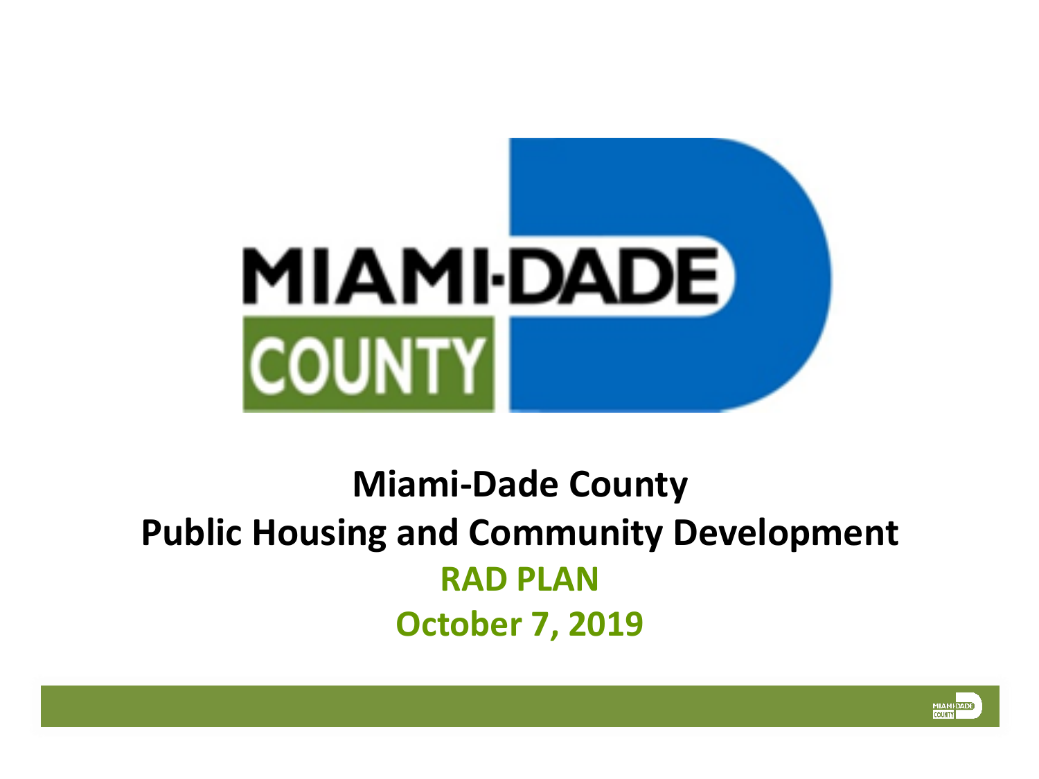# Miami-Dade County
## Public Housing and Community Development

**RAD PLAN**

**October 7, 2019**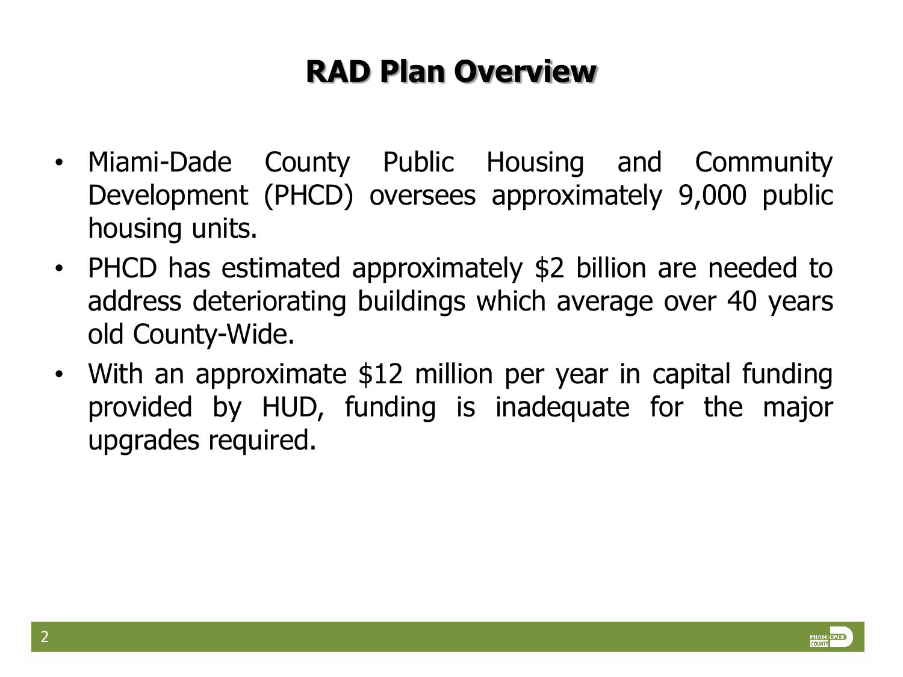# RAD Plan Overview

- Miami-Dade County Public Housing and Community Development (PHCD) oversees approximately 9,000 public housing units.
- PHCD has estimated approximately $2 billion are needed to address deteriorating buildings which average over 40 years old County-Wide.
- With an approximate $12 million per year in capital funding provided by HUD, funding is inadequate for the major upgrades required.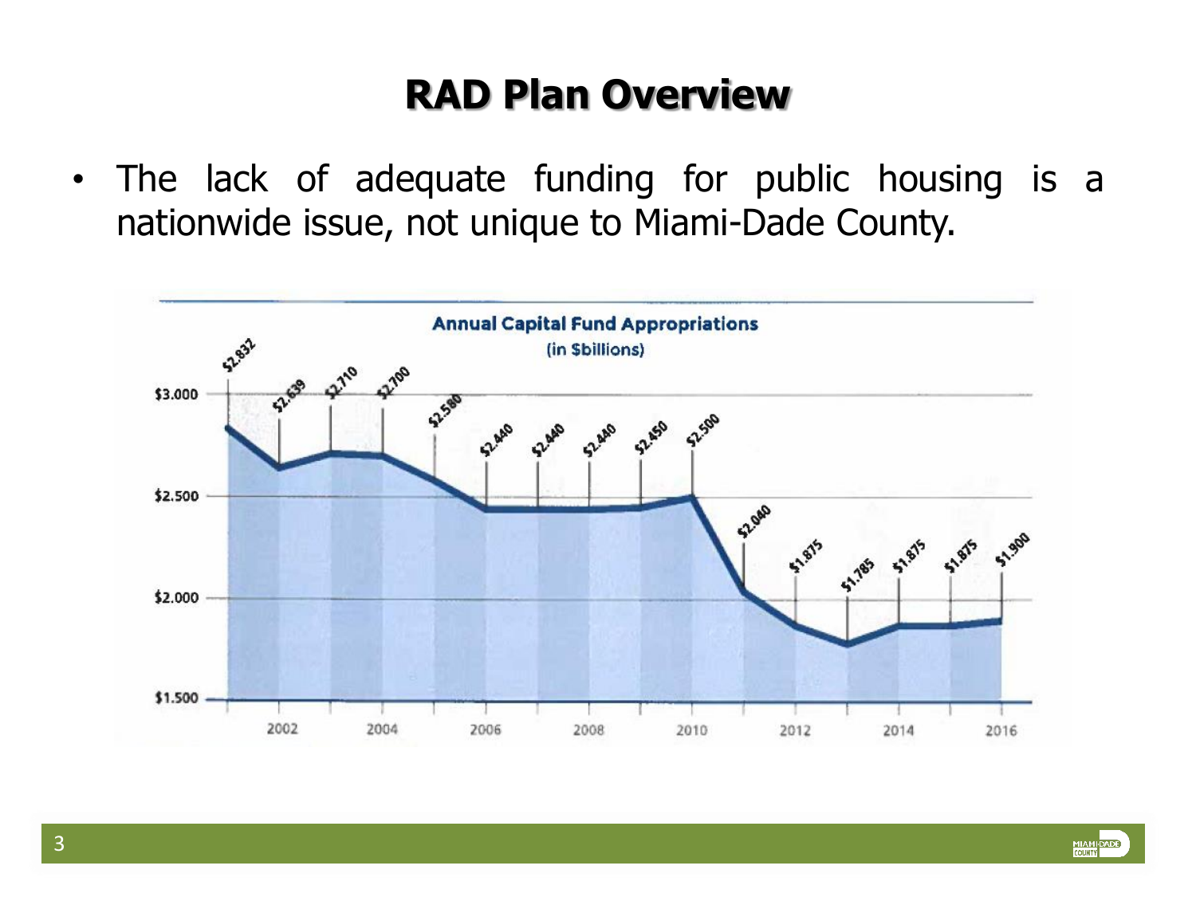# RAD Plan Overview

- The lack of adequate funding for public housing is a nationwide issue, not unique to Miami-Dade County.

**Annual Capital Fund Appropriations**
(in $billions)

| Year | Appropriation |
| --- | --- |
| 2001 | $2.832 |
| 2002 | $2.639 |
| 2003 | $2.710 |
| 2004 | $2.700 |
| 2005 | $2.580 |
| 2006 | $2.440 |
| 2007 | $2.440 |
| 2008 | $2.440 |
| 2009 | $2.450 |
| 2010 | $2.500 |
| 2011 | $2.040 |
| 2012 | $1.875 |
| 2013 | $1.785 |
| 2014 | $1.875 |
| 2015 | $1.875 |
| 2016 | $1.900 |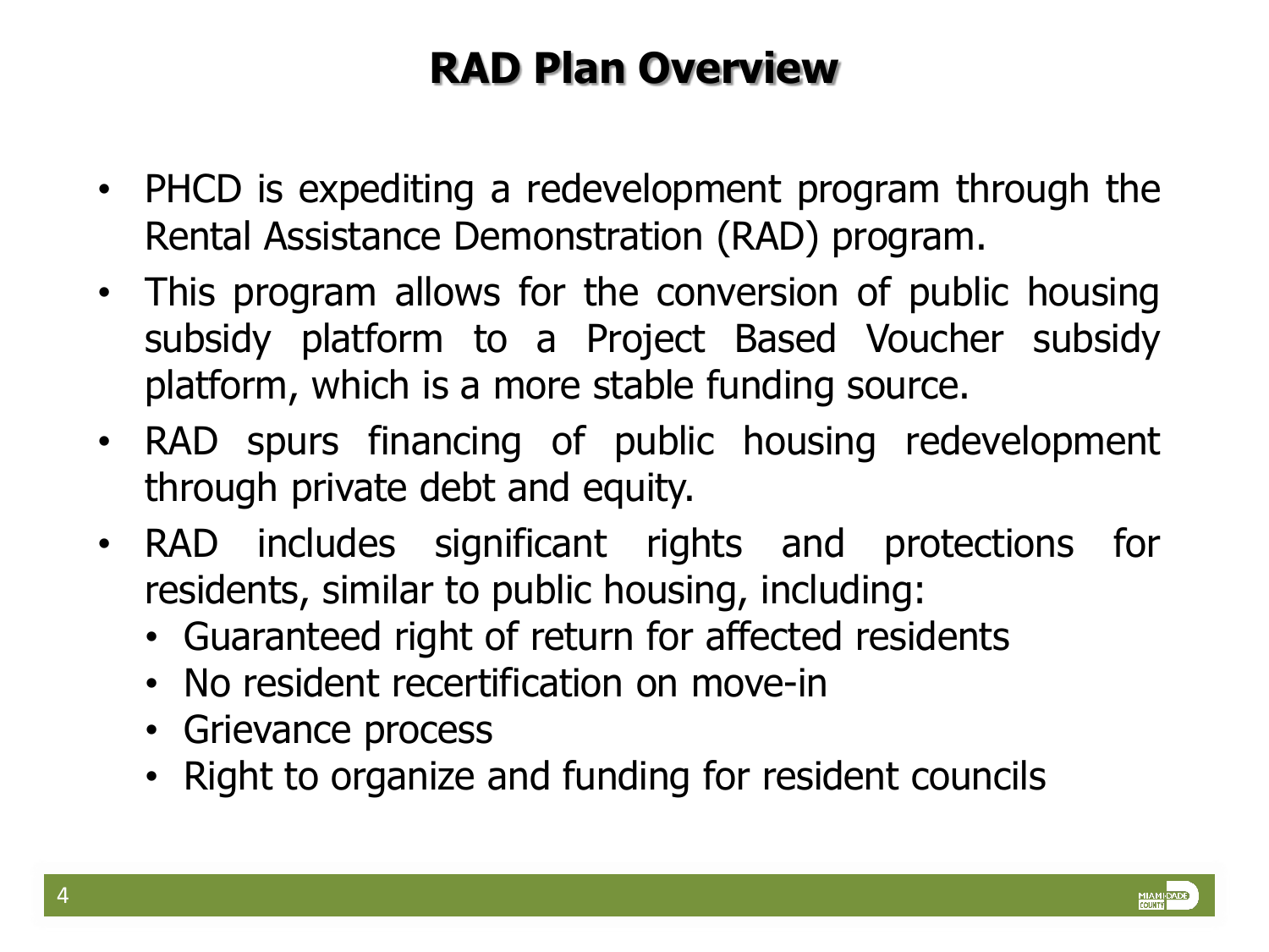# RAD Plan Overview

- PHCD is expediting a redevelopment program through the Rental Assistance Demonstration (RAD) program.
- This program allows for the conversion of public housing subsidy platform to a Project Based Voucher subsidy platform, which is a more stable funding source.
- RAD spurs financing of public housing redevelopment through private debt and equity.
- RAD includes significant rights and protections for residents, similar to public housing, including:
  - Guaranteed right of return for affected residents
  - No resident recertification on move-in
  - Grievance process
  - Right to organize and funding for resident councils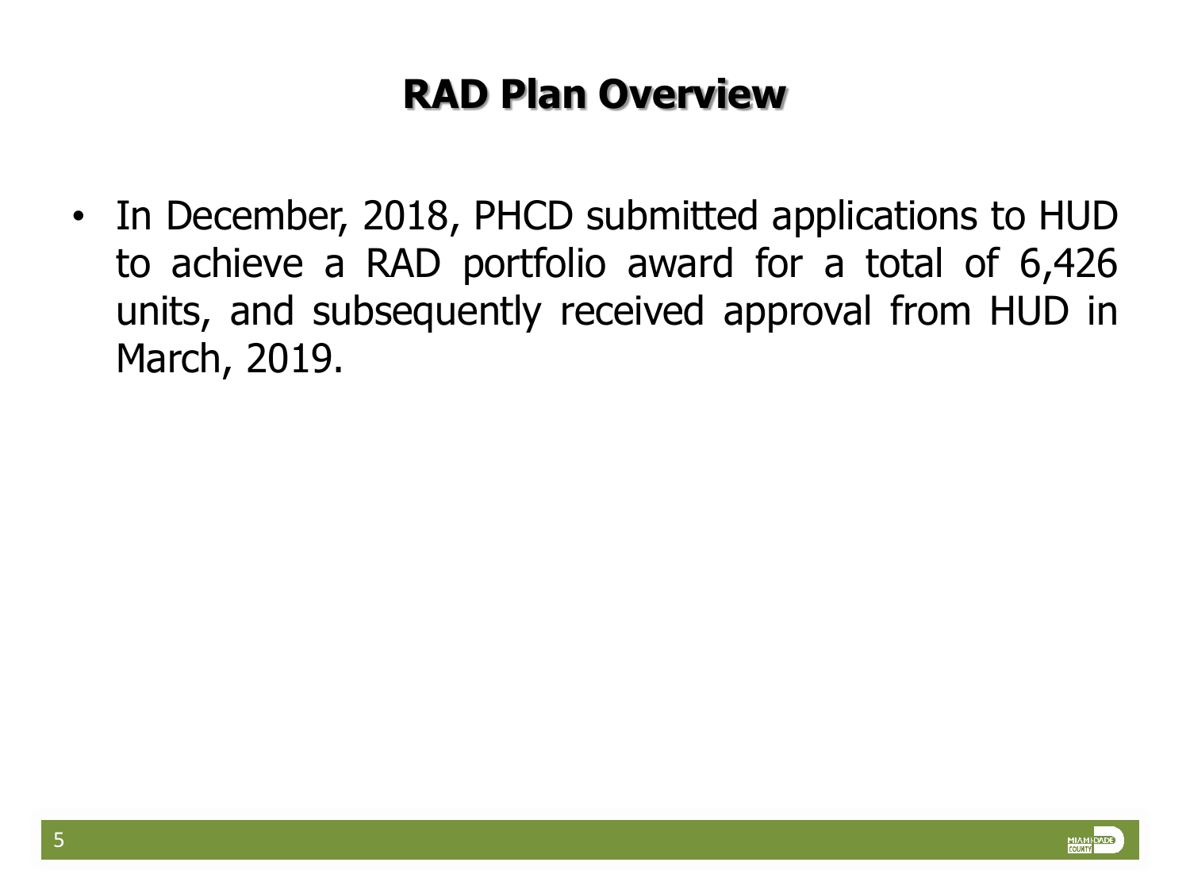# RAD Plan Overview

- In December, 2018, PHCD submitted applications to HUD to achieve a RAD portfolio award for a total of 6,426 units, and subsequently received approval from HUD in March, 2019.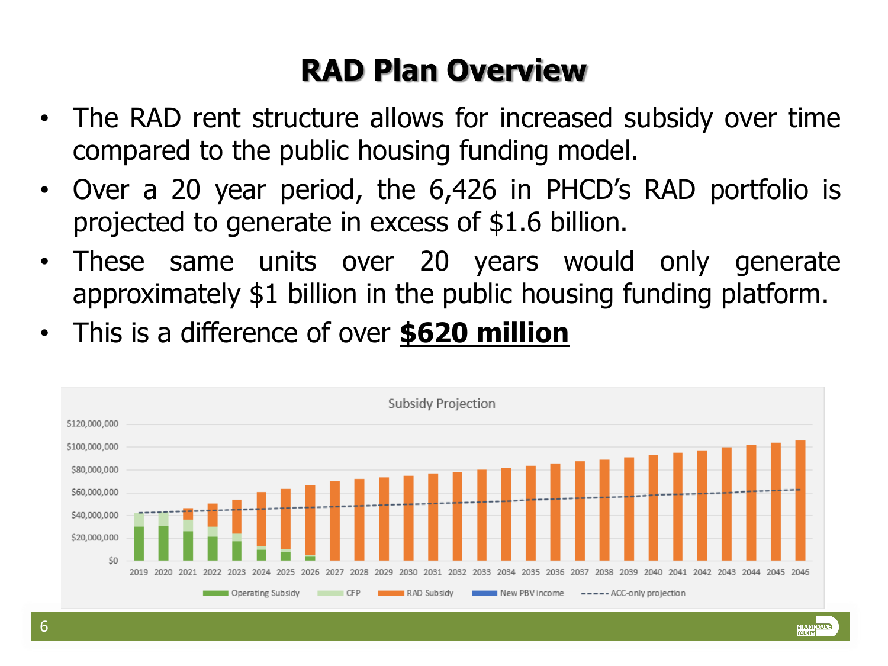# RAD Plan Overview

- The RAD rent structure allows for increased subsidy over time compared to the public housing funding model.
- Over a 20 year period, the 6,426 in PHCD's RAD portfolio is projected to generate in excess of $1.6 billion.
- These same units over 20 years would only generate approximately $1 billion in the public housing funding platform.
- This is a difference of over **$620 million**

Subsidy Projection

$120,000,000
$100,000,000
$80,000,000
$60,000,000
$40,000,000
$20,000,000
$0

2019 2020 2021 2022 2023 2024 2025 2026 2027 2028 2029 2030 2031 2032 2033 2034 2035 2036 2037 2038 2039 2040 2041 2042 2043 2044 2045 2046

Operating Subsidy | CFP | RAD Subsidy | New PBV income | ACC-only projection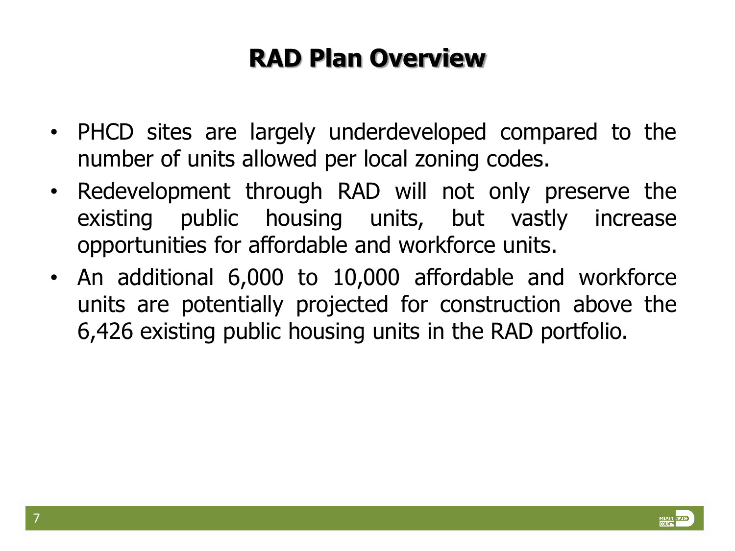# RAD Plan Overview

- PHCD sites are largely underdeveloped compared to the number of units allowed per local zoning codes.
- Redevelopment through RAD will not only preserve the existing public housing units, but vastly increase opportunities for affordable and workforce units.
- An additional 6,000 to 10,000 affordable and workforce units are potentially projected for construction above the 6,426 existing public housing units in the RAD portfolio.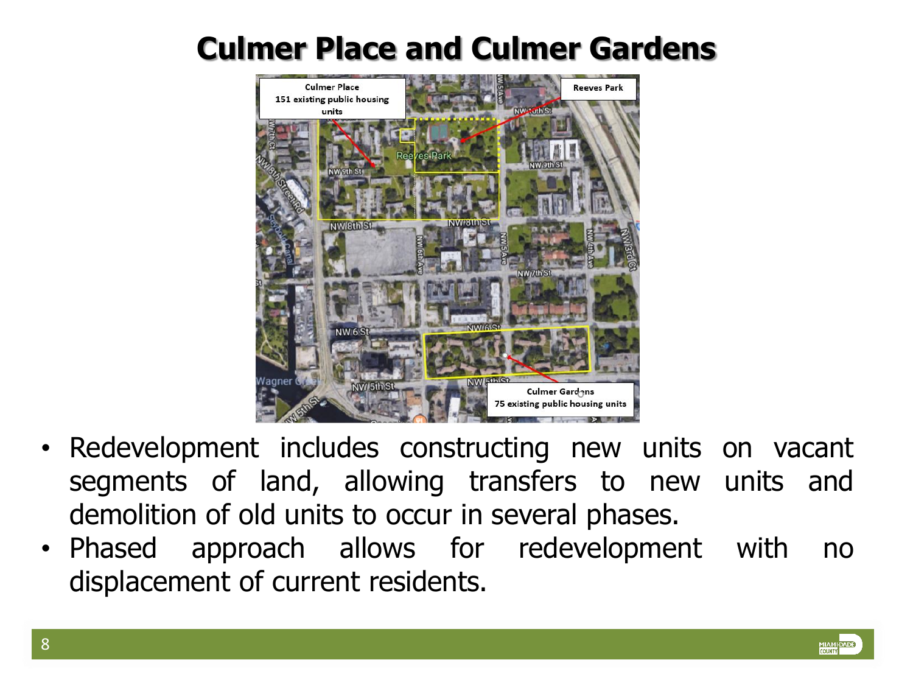# Culmer Place and Culmer Gardens

Culmer Place
151 existing public housing units

Reeves Park

Culmer Gardens
75 existing public housing units

- Redevelopment includes constructing new units on vacant segments of land, allowing transfers to new units and demolition of old units to occur in several phases.
- Phased approach allows for redevelopment with no displacement of current residents.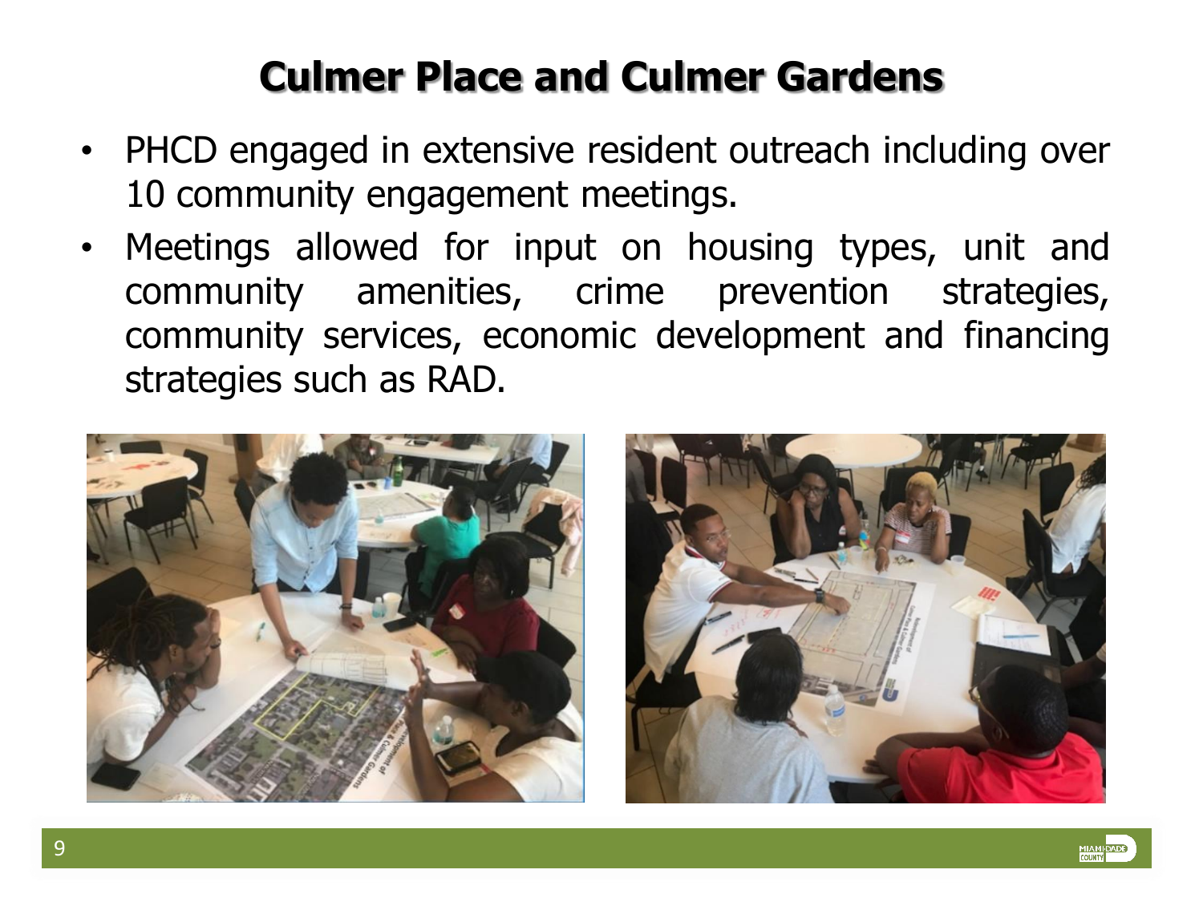# Culmer Place and Culmer Gardens

- PHCD engaged in extensive resident outreach including over 10 community engagement meetings.
- Meetings allowed for input on housing types, unit and community amenities, crime prevention strategies, community services, economic development and financing strategies such as RAD.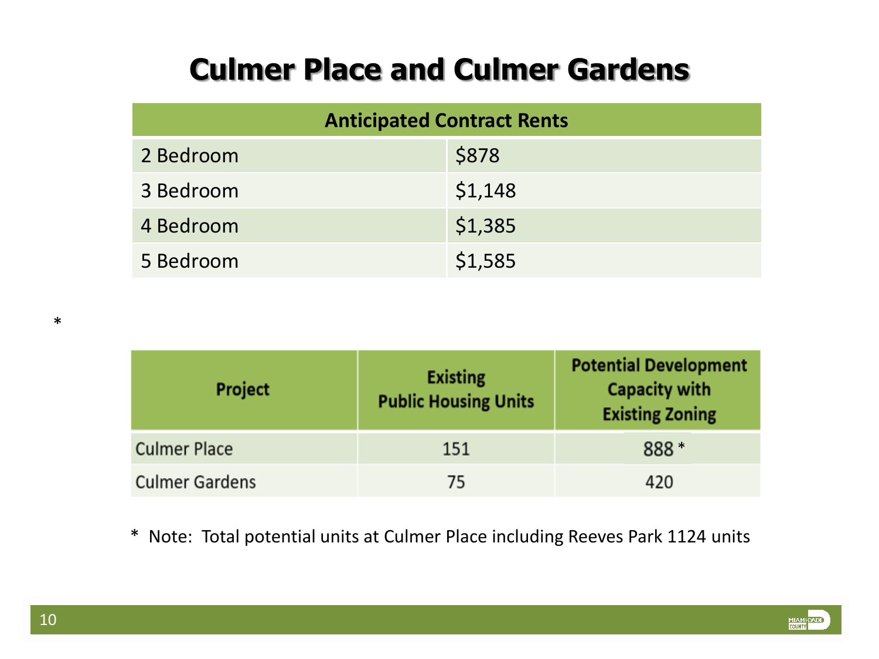# Culmer Place and Culmer Gardens

| Anticipated Contract Rents | |
|---|---|
| 2 Bedroom | $878 |
| 3 Bedroom | $1,148 |
| 4 Bedroom | $1,385 |
| 5 Bedroom | $1,585 |

*

| Project | Existing Public Housing Units | Potential Development Capacity with Existing Zoning |
|---|---|---|
| Culmer Place | 151 | 888 * |
| Culmer Gardens | 75 | 420 |

* Note: Total potential units at Culmer Place including Reeves Park 1124 units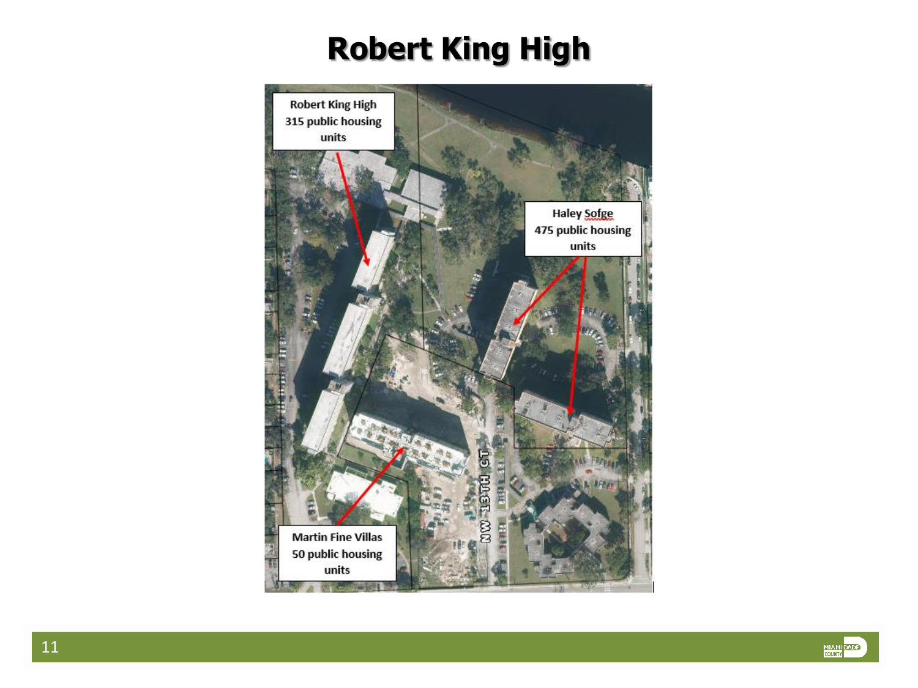# Robert King High

Robert King High
315 public housing units

Haley Sofge
475 public housing units

Martin Fine Villas
50 public housing units

NW 13TH CT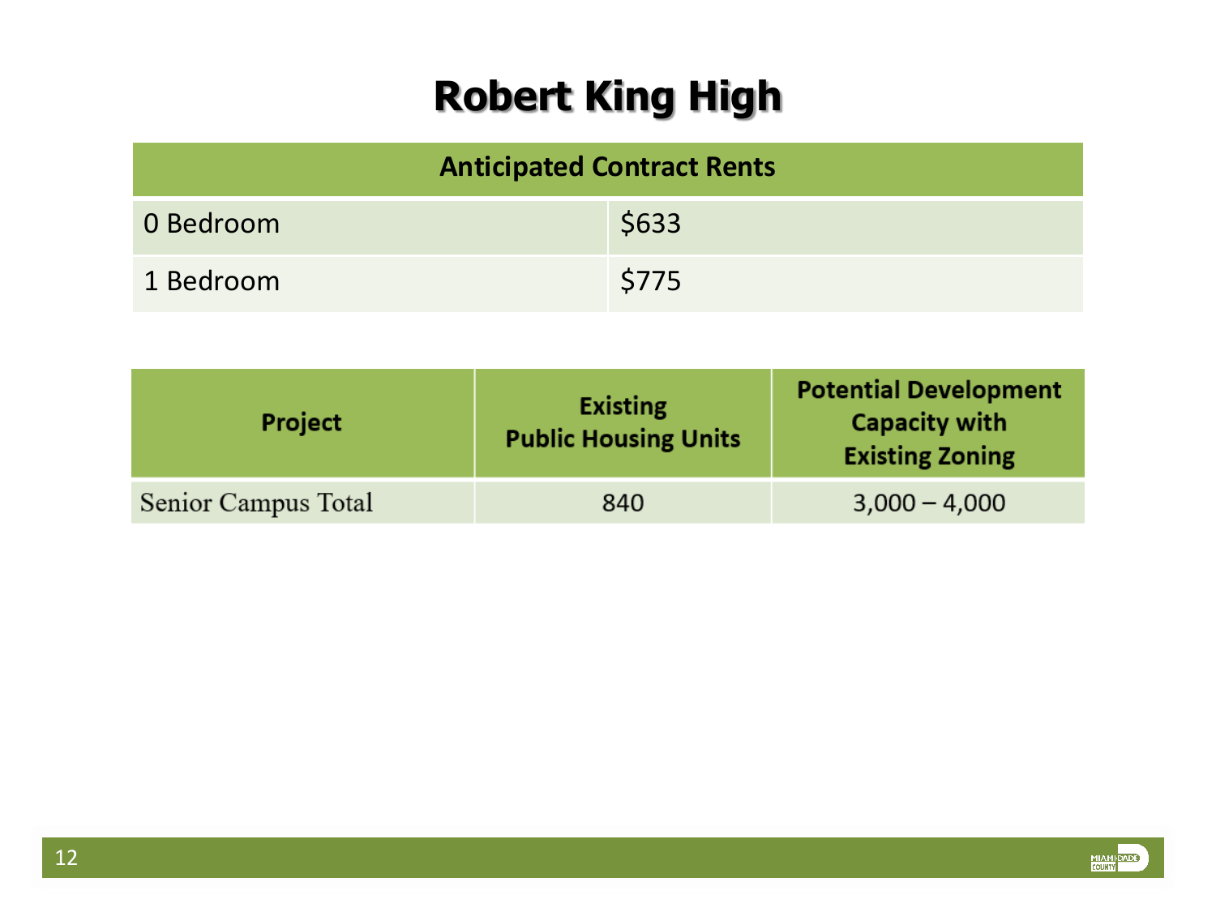# Robert King High

| Anticipated Contract Rents | |
|---|---|
| 0 Bedroom | $633 |
| 1 Bedroom | $775 |

| Project | Existing Public Housing Units | Potential Development Capacity with Existing Zoning |
|---|---|---|
| Senior Campus Total | 840 | 3,000 – 4,000 |